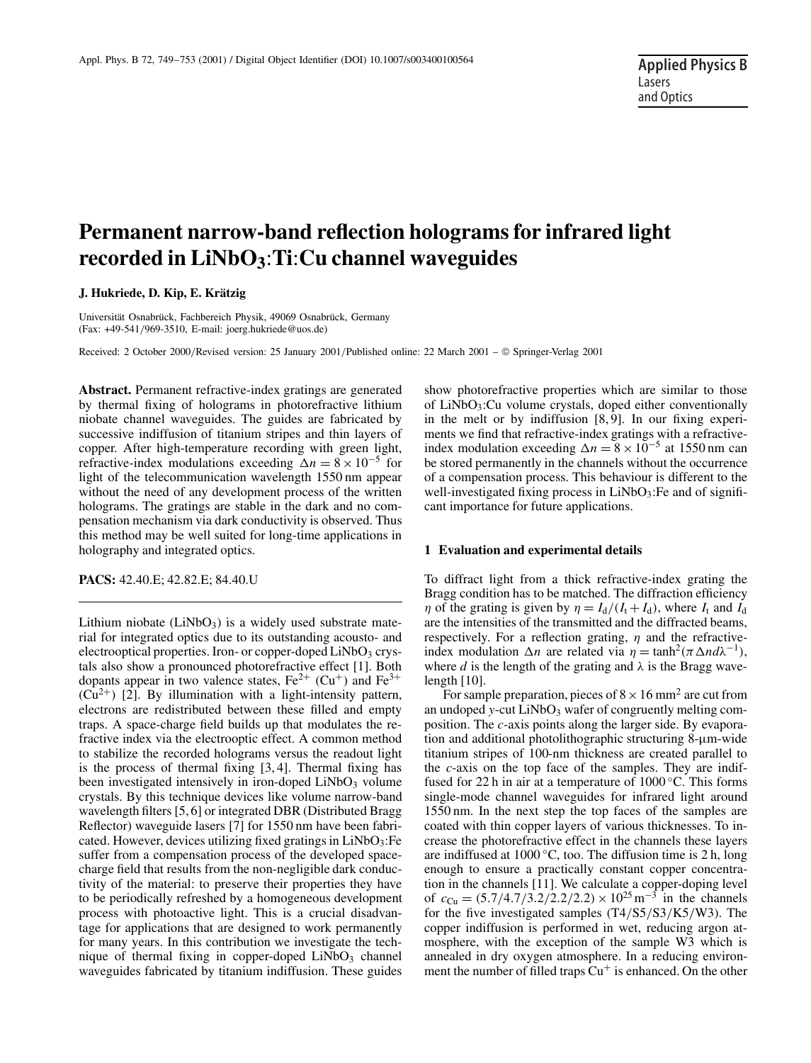# Permanent narrow-band reflection holograms for infrared light recorded in $LiNbO_3$:Ti:Cu channel waveguides

**J. Hukriede, D. Kip, E. Krätzig**

Universität Osnabrück, Fachbereich Physik, 49069 Osnabrück, Germany
(Fax: +49-541/969-3510, E-mail: joerg.hukriede@uos.de)

Received: 2 October 2000/Revised version: 25 January 2001/Published online: 22 March 2001 – © Springer-Verlag 2001

**Abstract.** Permanent refractive-index gratings are generated by thermal fixing of holograms in photorefractive lithium niobate channel waveguides. The guides are fabricated by successive indiffusion of titanium stripes and thin layers of copper. After high-temperature recording with green light, refractive-index modulations exceeding $\Delta n = 8 \times 10^{-5}$ for light of the telecommunication wavelength 1550 nm appear without the need of any development process of the written holograms. The gratings are stable in the dark and no compensation mechanism via dark conductivity is observed. Thus this method may be well suited for long-time applications in holography and integrated optics.

**PACS:** 42.40.E; 42.82.E; 84.40.U

---

Lithium niobate ($LiNbO_3$) is a widely used substrate material for integrated optics due to its outstanding acousto- and electrooptical properties. Iron- or copper-doped $LiNbO_3$ crystals also show a pronounced photorefractive effect [1]. Both dopants appear in two valence states, $Fe^{2+}$ ($Cu^{+}$) and $Fe^{3+}$ ($Cu^{2+}$) [2]. By illumination with a light-intensity pattern, electrons are redistributed between these filled and empty traps. A space-charge field builds up that modulates the refractive index via the electrooptic effect. A common method to stabilize the recorded holograms versus the readout light is the process of thermal fixing [3, 4]. Thermal fixing has been investigated intensively in iron-doped $LiNbO_3$ volume crystals. By this technique devices like volume narrow-band wavelength filters [5, 6] or integrated DBR (Distributed Bragg Reflector) waveguide lasers [7] for 1550 nm have been fabricated. However, devices utilizing fixed gratings in $LiNbO_3$:Fe suffer from a compensation process of the developed space-charge field that results from the non-negligible dark conductivity of the material: to preserve their properties they have to be periodically refreshed by a homogeneous development process with photoactive light. This is a crucial disadvantage for applications that are designed to work permanently for many years. In this contribution we investigate the technique of thermal fixing in copper-doped $LiNbO_3$ channel waveguides fabricated by titanium indiffusion. These guides show photorefractive properties which are similar to those of $LiNbO_3$:Cu volume crystals, doped either conventionally in the melt or by indiffusion [8, 9]. In our fixing experiments we find that refractive-index gratings with a refractive-index modulation exceeding $\Delta n = 8 \times 10^{-5}$ at 1550 nm can be stored permanently in the channels without the occurrence of a compensation process. This behaviour is different to the well-investigated fixing process in $LiNbO_3$:Fe and of significant importance for future applications.

## 1 Evaluation and experimental details

To diffract light from a thick refractive-index grating the Bragg condition has to be matched. The diffraction efficiency $\eta$ of the grating is given by $\eta = I_d/(I_t + I_d)$, where $I_t$ and $I_d$ are the intensities of the transmitted and the diffracted beams, respectively. For a reflection grating, $\eta$ and the refractive-index modulation $\Delta n$ are related via $\eta = \tanh^2(\pi \Delta n d \lambda^{-1})$, where $d$ is the length of the grating and $\lambda$ is the Bragg wavelength [10].

For sample preparation, pieces of $8 \times 16\,\text{mm}^2$ are cut from an undoped $y$-cut $LiNbO_3$ wafer of congruently melting composition. The $c$-axis points along the larger side. By evaporation and additional photolithographic structuring 8-μm-wide titanium stripes of 100-nm thickness are created parallel to the $c$-axis on the top face of the samples. They are indiffused for 22 h in air at a temperature of 1000 °C. This forms single-mode channel waveguides for infrared light around 1550 nm. In the next step the top faces of the samples are coated with thin copper layers of various thicknesses. To increase the photorefractive effect in the channels these layers are indiffused at 1000 °C, too. The diffusion time is 2 h, long enough to ensure a practically constant copper concentration in the channels [11]. We calculate a copper-doping level of $c_{Cu} = (5.7/4.7/3.2/2.2/2.2) \times 10^{25}\,\text{m}^{-3}$ in the channels for the five investigated samples (T4/S5/S3/K5/W3). The copper indiffusion is performed in wet, reducing argon atmosphere, with the exception of the sample W3 which is annealed in dry oxygen atmosphere. In a reducing environment the number of filled traps $Cu^{+}$ is enhanced. On the other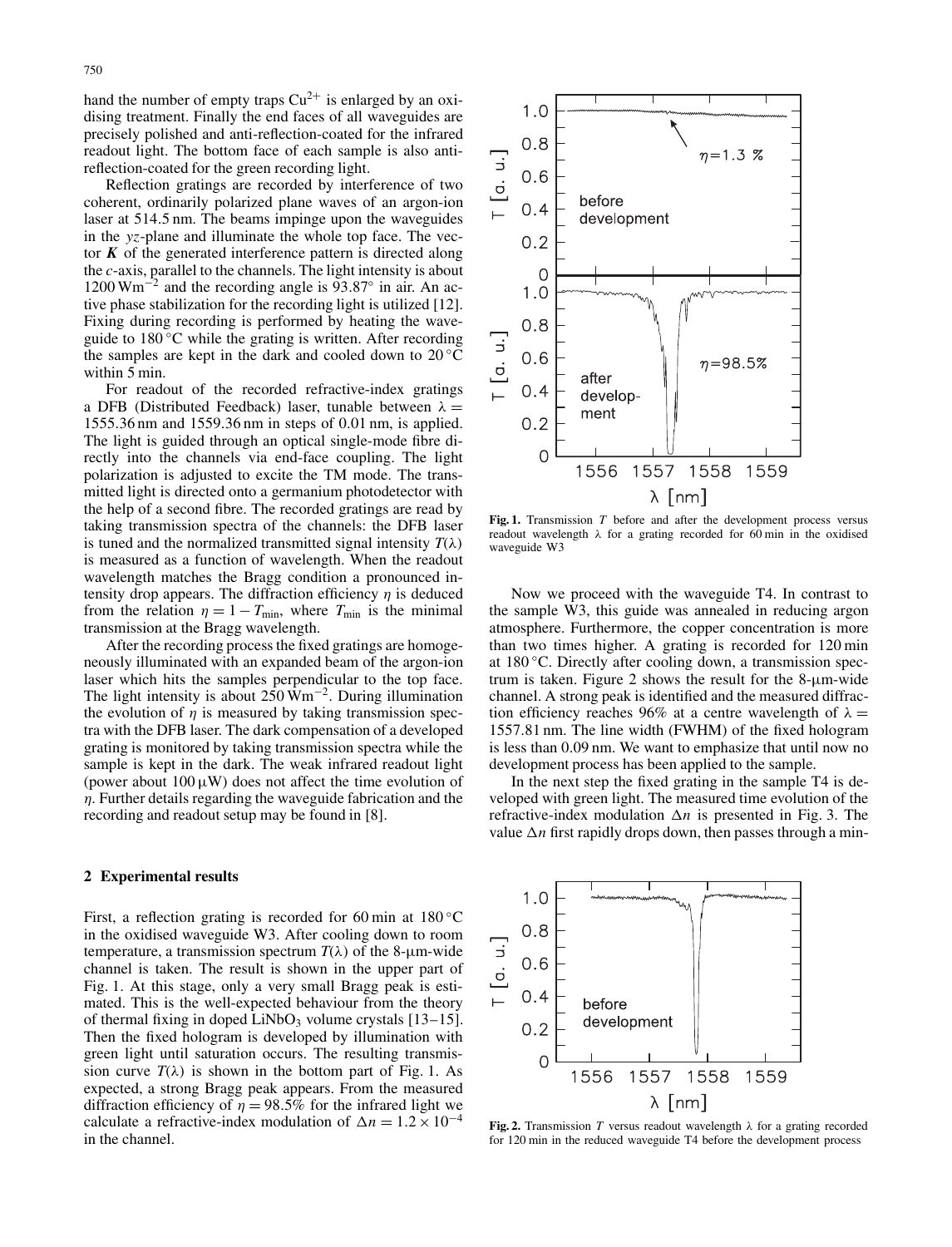hand the number of empty traps $Cu^{2+}$ is enlarged by an oxidising treatment. Finally the end faces of all waveguides are precisely polished and anti-reflection-coated for the infrared readout light. The bottom face of each sample is also anti-reflection-coated for the green recording light.

Reflection gratings are recorded by interference of two coherent, ordinarily polarized plane waves of an argon-ion laser at 514.5 nm. The beams impinge upon the waveguides in the *yz*-plane and illuminate the whole top face. The vector $\boldsymbol{K}$ of the generated interference pattern is directed along the *c*-axis, parallel to the channels. The light intensity is about $1200\,\mathrm{W m^{-2}}$ and the recording angle is 93.87° in air. An active phase stabilization for the recording light is utilized [12]. Fixing during recording is performed by heating the waveguide to 180 °C while the grating is written. After recording the samples are kept in the dark and cooled down to 20 °C within 5 min.

For readout of the recorded refractive-index gratings a DFB (Distributed Feedback) laser, tunable between $\lambda = 1555.36$ nm and 1559.36 nm in steps of 0.01 nm, is applied. The light is guided through an optical single-mode fibre directly into the channels via end-face coupling. The light polarization is adjusted to excite the TM mode. The transmitted light is directed onto a germanium photodetector with the help of a second fibre. The recorded gratings are read by taking transmission spectra of the channels: the DFB laser is tuned and the normalized transmitted signal intensity $T(\lambda)$ is measured as a function of wavelength. When the readout wavelength matches the Bragg condition a pronounced intensity drop appears. The diffraction efficiency $\eta$ is deduced from the relation $\eta = 1 - T_{\mathrm{min}}$, where $T_{\mathrm{min}}$ is the minimal transmission at the Bragg wavelength.

After the recording process the fixed gratings are homogeneously illuminated with an expanded beam of the argon-ion laser which hits the samples perpendicular to the top face. The light intensity is about $250\,\mathrm{W m^{-2}}$. During illumination the evolution of $\eta$ is measured by taking transmission spectra with the DFB laser. The dark compensation of a developed grating is monitored by taking transmission spectra while the sample is kept in the dark. The weak infrared readout light (power about 100 μW) does not affect the time evolution of $\eta$. Further details regarding the waveguide fabrication and the recording and readout setup may be found in [8].

## 2 Experimental results

First, a reflection grating is recorded for 60 min at 180 °C in the oxidised waveguide W3. After cooling down to room temperature, a transmission spectrum $T(\lambda)$ of the 8-μm-wide channel is taken. The result is shown in the upper part of Fig. 1. At this stage, only a very small Bragg peak is estimated. This is the well-expected behaviour from the theory of thermal fixing in doped $LiNbO_3$ volume crystals [13–15]. Then the fixed hologram is developed by illumination with green light until saturation occurs. The resulting transmission curve $T(\lambda)$ is shown in the bottom part of Fig. 1. As expected, a strong Bragg peak appears. From the measured diffraction efficiency of $\eta = 98.5\%$ for the infrared light we calculate a refractive-index modulation of $\Delta n = 1.2 \times 10^{-4}$ in the channel.

**Fig. 1.** Transmission $T$ before and after the development process versus readout wavelength $\lambda$ for a grating recorded for 60 min in the oxidised waveguide W3

Now we proceed with the waveguide T4. In contrast to the sample W3, this guide was annealed in reducing argon atmosphere. Furthermore, the copper concentration is more than two times higher. A grating is recorded for 120 min at 180 °C. Directly after cooling down, a transmission spectrum is taken. Figure 2 shows the result for the 8-μm-wide channel. A strong peak is identified and the measured diffraction efficiency reaches 96% at a centre wavelength of $\lambda = 1557.81$ nm. The line width (FWHM) of the fixed hologram is less than 0.09 nm. We want to emphasize that until now no development process has been applied to the sample.

In the next step the fixed grating in the sample T4 is developed with green light. The measured time evolution of the refractive-index modulation $\Delta n$ is presented in Fig. 3. The value $\Delta n$ first rapidly drops down, then passes through a min-

**Fig. 2.** Transmission $T$ versus readout wavelength $\lambda$ for a grating recorded for 120 min in the reduced waveguide T4 before the development process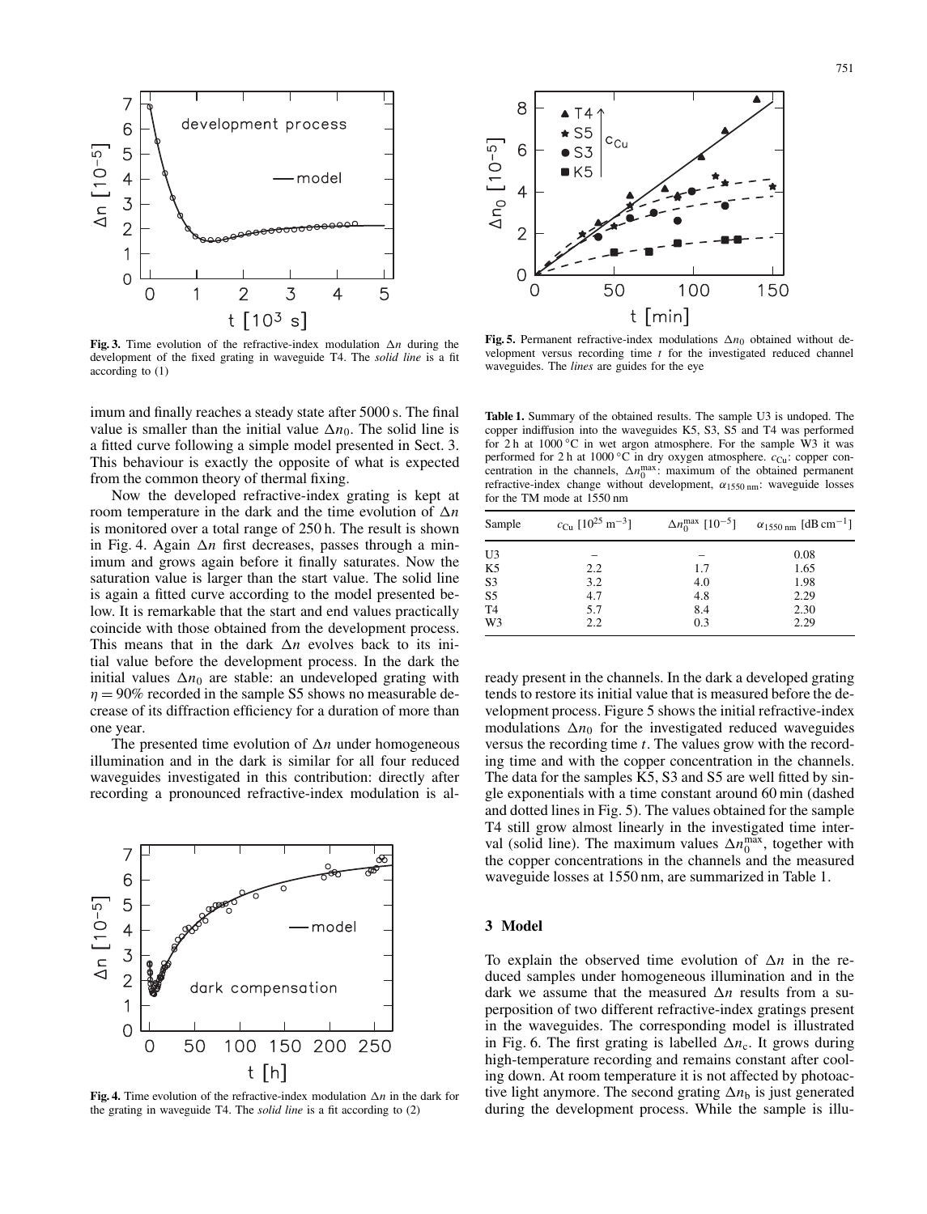**Fig. 3.** Time evolution of the refractive-index modulation $\Delta n$ during the development of the fixed grating in waveguide T4. The *solid line* is a fit according to (1)

imum and finally reaches a steady state after 5000 s. The final value is smaller than the initial value $\Delta n_0$. The solid line is a fitted curve following a simple model presented in Sect. 3. This behaviour is exactly the opposite of what is expected from the common theory of thermal fixing.

Now the developed refractive-index grating is kept at room temperature in the dark and the time evolution of $\Delta n$ is monitored over a total range of 250 h. The result is shown in Fig. 4. Again $\Delta n$ first decreases, passes through a minimum and grows again before it finally saturates. Now the saturation value is larger than the start value. The solid line is again a fitted curve according to the model presented below. It is remarkable that the start and end values practically coincide with those obtained from the development process. This means that in the dark $\Delta n$ evolves back to its initial value before the development process. In the dark the initial values $\Delta n_0$ are stable: an undeveloped grating with $\eta = 90\%$ recorded in the sample S5 shows no measurable decrease of its diffraction efficiency for a duration of more than one year.

The presented time evolution of $\Delta n$ under homogeneous illumination and in the dark is similar for all four reduced waveguides investigated in this contribution: directly after recording a pronounced refractive-index modulation is already present in the channels. In the dark a developed grating tends to restore its initial value that is measured before the development process. Figure 5 shows the initial refractive-index modulations $\Delta n_0$ for the investigated reduced waveguides versus the recording time $t$. The values grow with the recording time and with the copper concentration in the channels. The data for the samples K5, S3 and S5 are well fitted by single exponentials with a time constant around 60 min (dashed and dotted lines in Fig. 5). The values obtained for the sample T4 still grow almost linearly in the investigated time interval (solid line). The maximum values $\Delta n_0^{\max}$, together with the copper concentrations in the channels and the measured waveguide losses at 1550 nm, are summarized in Table 1.

**Fig. 4.** Time evolution of the refractive-index modulation $\Delta n$ in the dark for the grating in waveguide T4. The *solid line* is a fit according to (2)

**Fig. 5.** Permanent refractive-index modulations $\Delta n_0$ obtained without development versus recording time $t$ for the investigated reduced channel waveguides. The *lines* are guides for the eye

**Table 1.** Summary of the obtained results. The sample U3 is undoped. The copper indiffusion into the waveguides K5, S3, S5 and T4 was performed for 2 h at 1000 °C in wet argon atmosphere. For the sample W3 it was performed for 2 h at 1000 °C in dry oxygen atmosphere. $c_{\mathrm{Cu}}$: copper concentration in the channels, $\Delta n_0^{\max}$: maximum of the obtained permanent refractive-index change without development, $\alpha_{1550\,\mathrm{nm}}$: waveguide losses for the TM mode at 1550 nm

| Sample | $c_{\mathrm{Cu}}$ [$10^{25}$ m$^{-3}$] | $\Delta n_0^{\max}$ [$10^{-5}$] | $\alpha_{1550\,\mathrm{nm}}$ [dB cm$^{-1}$] |
|---|---|---|---|
| U3 | – | – | 0.08 |
| K5 | 2.2 | 1.7 | 1.65 |
| S3 | 3.2 | 4.0 | 1.98 |
| S5 | 4.7 | 4.8 | 2.29 |
| T4 | 5.7 | 8.4 | 2.30 |
| W3 | 2.2 | 0.3 | 2.29 |

## 3 Model

To explain the observed time evolution of $\Delta n$ in the reduced samples under homogeneous illumination and in the dark we assume that the measured $\Delta n$ results from a superposition of two different refractive-index gratings present in the waveguides. The corresponding model is illustrated in Fig. 6. The first grating is labelled $\Delta n_{\mathrm{c}}$. It grows during high-temperature recording and remains constant after cooling down. At room temperature it is not affected by photoactive light anymore. The second grating $\Delta n_{\mathrm{b}}$ is just generated during the development process. While the sample is illu-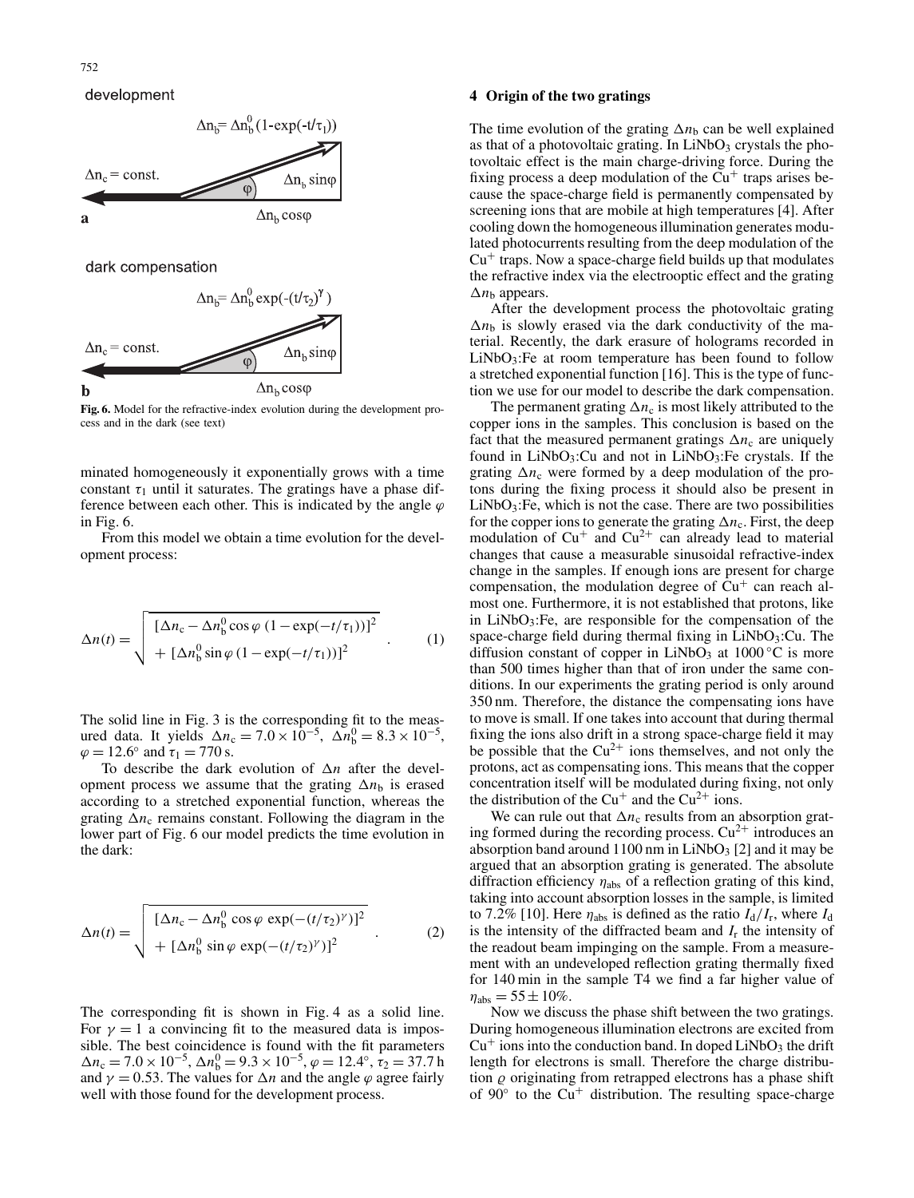development

$\Delta n_b = \Delta n_b^0 (1-\exp(-t/\tau_1))$

$\Delta n_c$ = const.

$\Delta n_b \sin\varphi$

$\varphi$

$\Delta n_b \cos\varphi$

**a**

dark compensation

$\Delta n_b = \Delta n_b^0 \exp(-(t/\tau_2)^\gamma)$

$\Delta n_c$ = const.

$\Delta n_b \sin\varphi$

$\varphi$

$\Delta n_b \cos\varphi$

**b**

**Fig. 6.** Model for the refractive-index evolution during the development process and in the dark (see text)

minated homogeneously it exponentially grows with a time constant $\tau_1$ until it saturates. The gratings have a phase difference between each other. This is indicated by the angle $\varphi$ in Fig. 6.

From this model we obtain a time evolution for the development process:

$$\Delta n(t) = \sqrt{\begin{array}{l}[\Delta n_c - \Delta n_b^0 \cos\varphi\,(1-\exp(-t/\tau_1))]^2 \\ +\ [\Delta n_b^0 \sin\varphi\,(1-\exp(-t/\tau_1))]^2\end{array}}\,. \qquad (1)$$

The solid line in Fig. 3 is the corresponding fit to the measured data. It yields $\Delta n_c = 7.0\times10^{-5}$, $\Delta n_b^0 = 8.3\times10^{-5}$, $\varphi = 12.6^\circ$ and $\tau_1 = 770$ s.

To describe the dark evolution of $\Delta n$ after the development process we assume that the grating $\Delta n_b$ is erased according to a stretched exponential function, whereas the grating $\Delta n_c$ remains constant. Following the diagram in the lower part of Fig. 6 our model predicts the time evolution in the dark:

$$\Delta n(t) = \sqrt{\begin{array}{l}[\Delta n_c - \Delta n_b^0 \cos\varphi\,\exp(-(t/\tau_2)^\gamma)]^2 \\ +\ [\Delta n_b^0 \sin\varphi\,\exp(-(t/\tau_2)^\gamma)]^2\end{array}}\,. \qquad (2)$$

The corresponding fit is shown in Fig. 4 as a solid line. For $\gamma = 1$ a convincing fit to the measured data is impossible. The best coincidence is found with the fit parameters $\Delta n_c = 7.0\times10^{-5}$, $\Delta n_b^0 = 9.3\times10^{-5}$, $\varphi = 12.4^\circ$, $\tau_2 = 37.7$ h and $\gamma = 0.53$. The values for $\Delta n$ and the angle $\varphi$ agree fairly well with those found for the development process.

## 4 Origin of the two gratings

The time evolution of the grating $\Delta n_b$ can be well explained as that of a photovoltaic grating. In $LiNbO_3$ crystals the photovoltaic effect is the main charge-driving force. During the fixing process a deep modulation of the $Cu^+$ traps arises because the space-charge field is permanently compensated by screening ions that are mobile at high temperatures [4]. After cooling down the homogeneous illumination generates modulated photocurrents resulting from the deep modulation of the $Cu^+$ traps. Now a space-charge field builds up that modulates the refractive index via the electrooptic effect and the grating $\Delta n_b$ appears.

After the development process the photovoltaic grating $\Delta n_b$ is slowly erased via the dark conductivity of the material. Recently, the dark erasure of holograms recorded in $LiNbO_3$:Fe at room temperature has been found to follow a stretched exponential function [16]. This is the type of function we use for our model to describe the dark compensation.

The permanent grating $\Delta n_c$ is most likely attributed to the copper ions in the samples. This conclusion is based on the fact that the measured permanent gratings $\Delta n_c$ are uniquely found in $LiNbO_3$:Cu and not in $LiNbO_3$:Fe crystals. If the grating $\Delta n_c$ were formed by a deep modulation of the protons during the fixing process it should also be present in $LiNbO_3$:Fe, which is not the case. There are two possibilities for the copper ions to generate the grating $\Delta n_c$. First, the deep modulation of $Cu^+$ and $Cu^{2+}$ can already lead to material changes that cause a measurable sinusoidal refractive-index change in the samples. If enough ions are present for charge compensation, the modulation degree of $Cu^+$ can reach almost one. Furthermore, it is not established that protons, like in $LiNbO_3$:Fe, are responsible for the compensation of the space-charge field during thermal fixing in $LiNbO_3$:Cu. The diffusion constant of copper in $LiNbO_3$ at 1000 °C is more than 500 times higher than that of iron under the same conditions. In our experiments the grating period is only around 350 nm. Therefore, the distance the compensating ions have to move is small. If one takes into account that during thermal fixing the ions also drift in a strong space-charge field it may be possible that the $Cu^{2+}$ ions themselves, and not only the protons, act as compensating ions. This means that the copper concentration itself will be modulated during fixing, not only the distribution of the $Cu^+$ and the $Cu^{2+}$ ions.

We can rule out that $\Delta n_c$ results from an absorption grating formed during the recording process. $Cu^{2+}$ introduces an absorption band around 1100 nm in $LiNbO_3$ [2] and it may be argued that an absorption grating is generated. The absolute diffraction efficiency $\eta_{abs}$ of a reflection grating of this kind, taking into account absorption losses in the sample, is limited to 7.2% [10]. Here $\eta_{abs}$ is defined as the ratio $I_d/I_r$, where $I_d$ is the intensity of the diffracted beam and $I_r$ the intensity of the readout beam impinging on the sample. From a measurement with an undeveloped reflection grating thermally fixed for 140 min in the sample T4 we find a far higher value of $\eta_{abs} = 55 \pm 10\%$.

Now we discuss the phase shift between the two gratings. During homogeneous illumination electrons are excited from $Cu^+$ ions into the conduction band. In doped $LiNbO_3$ the drift length for electrons is small. Therefore the charge distribution $\varrho$ originating from retrapped electrons has a phase shift of 90° to the $Cu^+$ distribution. The resulting space-charge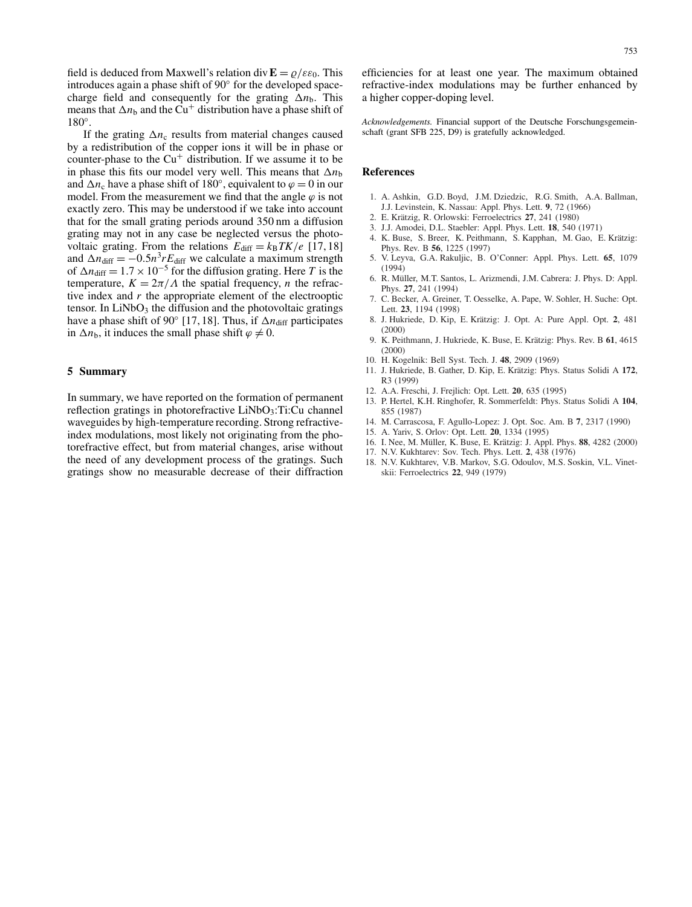field is deduced from Maxwell's relation $\text{div}\,\mathbf{E} = \varrho/\varepsilon\varepsilon_0$. This introduces again a phase shift of 90° for the developed space-charge field and consequently for the grating $\Delta n_b$. This means that $\Delta n_b$ and the $Cu^+$ distribution have a phase shift of 180°.

If the grating $\Delta n_c$ results from material changes caused by a redistribution of the copper ions it will be in phase or counter-phase to the $Cu^+$ distribution. If we assume it to be in phase this fits our model very well. This means that $\Delta n_b$ and $\Delta n_c$ have a phase shift of 180°, equivalent to $\varphi = 0$ in our model. From the measurement we find that the angle $\varphi$ is not exactly zero. This may be understood if we take into account that for the small grating periods around 350 nm a diffusion grating may not in any case be neglected versus the photovoltaic grating. From the relations $E_{\text{diff}} = k_B T K/e$ [17, 18] and $\Delta n_{\text{diff}} = -0.5 n^3 r E_{\text{diff}}$ we calculate a maximum strength of $\Delta n_{\text{diff}} = 1.7 \times 10^{-5}$ for the diffusion grating. Here $T$ is the temperature, $K = 2\pi/\Lambda$ the spatial frequency, $n$ the refractive index and $r$ the appropriate element of the electrooptic tensor. In $LiNbO_3$ the diffusion and the photovoltaic gratings have a phase shift of 90° [17, 18]. Thus, if $\Delta n_{\text{diff}}$ participates in $\Delta n_b$, it induces the small phase shift $\varphi \neq 0$.

## 5 Summary

In summary, we have reported on the formation of permanent reflection gratings in photorefractive $LiNbO_3$:Ti:Cu channel waveguides by high-temperature recording. Strong refractive-index modulations, most likely not originating from the photorefractive effect, but from material changes, arise without the need of any development process of the gratings. Such gratings show no measurable decrease of their diffraction efficiencies for at least one year. The maximum obtained refractive-index modulations may be further enhanced by a higher copper-doping level.

*Acknowledgements.* Financial support of the Deutsche Forschungsgemeinschaft (grant SFB 225, D9) is gratefully acknowledged.

## References

1. A. Ashkin, G.D. Boyd, J.M. Dziedzic, R.G. Smith, A.A. Ballman, J.J. Levinstein, K. Nassau: Appl. Phys. Lett. **9**, 72 (1966)
2. E. Krätzig, R. Orlowski: Ferroelectrics **27**, 241 (1980)
3. J.J. Amodei, D.L. Staebler: Appl. Phys. Lett. **18**, 540 (1971)
4. K. Buse, S. Breer, K. Peithmann, S. Kapphan, M. Gao, E. Krätzig: Phys. Rev. B **56**, 1225 (1997)
5. V. Leyva, G.A. Rakuljic, B. O'Conner: Appl. Phys. Lett. **65**, 1079 (1994)
6. R. Müller, M.T. Santos, L. Arizmendi, J.M. Cabrera: J. Phys. D: Appl. Phys. **27**, 241 (1994)
7. C. Becker, A. Greiner, T. Oesselke, A. Pape, W. Sohler, H. Suche: Opt. Lett. **23**, 1194 (1998)
8. J. Hukriede, D. Kip, E. Krätzig: J. Opt. A: Pure Appl. Opt. **2**, 481 (2000)
9. K. Peithmann, J. Hukriede, K. Buse, E. Krätzig: Phys. Rev. B **61**, 4615 (2000)
10. H. Kogelnik: Bell Syst. Tech. J. **48**, 2909 (1969)
11. J. Hukriede, B. Gather, D. Kip, E. Krätzig: Phys. Status Solidi A **172**, R3 (1999)
12. A.A. Freschi, J. Frejlich: Opt. Lett. **20**, 635 (1995)
13. P. Hertel, K.H. Ringhofer, R. Sommerfeldt: Phys. Status Solidi A **104**, 855 (1987)
14. M. Carrascosa, F. Agullo-Lopez: J. Opt. Soc. Am. B **7**, 2317 (1990)
15. A. Yariv, S. Orlov: Opt. Lett. **20**, 1334 (1995)
16. I. Nee, M. Müller, K. Buse, E. Krätzig: J. Appl. Phys. **88**, 4282 (2000)
17. N.V. Kukhtarev: Sov. Tech. Phys. Lett. **2**, 438 (1976)
18. N.V. Kukhtarev, V.B. Markov, S.G. Odoulov, M.S. Soskin, V.L. Vinetskii: Ferroelectrics **22**, 949 (1979)